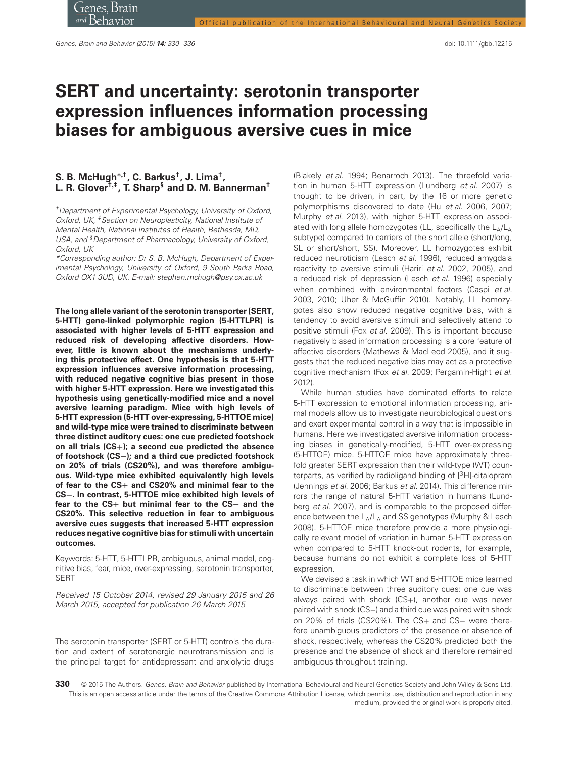# SERT and uncertainty: serotonin transporter expression influences information processing biases for ambiguous aversive cues in mice

**S. B. McHugh[*,†], C. Barkus[†], J. Lima[†], L. R. Glover[†,‡], T. Sharp[§] and D. M. Bannerman[†]**

[†]*Department of Experimental Psychology, University of Oxford, Oxford, UK,* [‡]*Section on Neuroplasticity, National Institute of Mental Health, National Institutes of Health, Bethesda, MD, USA, and* [§]*Department of Pharmacology, University of Oxford, Oxford, UK*

*Corresponding author: Dr S. B. McHugh, Department of Experimental Psychology, University of Oxford, 9 South Parks Road, Oxford OX1 3UD, UK. E-mail: stephen.mchugh@psy.ox.ac.uk

**The long allele variant of the serotonin transporter (SERT, 5-HTT) gene-linked polymorphic region (5-HTTLPR) is associated with higher levels of 5-HTT expression and reduced risk of developing affective disorders. However, little is known about the mechanisms underlying this protective effect. One hypothesis is that 5-HTT expression influences aversive information processing, with reduced negative cognitive bias present in those with higher 5-HTT expression. Here we investigated this hypothesis using genetically-modified mice and a novel aversive learning paradigm. Mice with high levels of 5-HTT expression (5-HTT over-expressing, 5-HTTOE mice) and wild-type mice were trained to discriminate between three distinct auditory cues: one cue predicted footshock on all trials (CS+); a second cue predicted the absence of footshock (CS−); and a third cue predicted footshock on 20% of trials (CS20%), and was therefore ambiguous. Wild-type mice exhibited equivalently high levels of fear to the CS+ and CS20% and minimal fear to the CS−. In contrast, 5-HTTOE mice exhibited high levels of fear to the CS+ but minimal fear to the CS− and the CS20%. This selective reduction in fear to ambiguous aversive cues suggests that increased 5-HTT expression reduces negative cognitive bias for stimuli with uncertain outcomes.**

Keywords: 5-HTT, 5-HTTLPR, ambiguous, animal model, cognitive bias, fear, mice, over-expressing, serotonin transporter, SERT

*Received 15 October 2014, revised 29 January 2015 and 26 March 2015, accepted for publication 26 March 2015*

The serotonin transporter (SERT or 5-HTT) controls the duration and extent of serotonergic neurotransmission and is the principal target for antidepressant and anxiolytic drugs (Blakely *et al.* 1994; Benarroch 2013). The threefold variation in human 5-HTT expression (Lundberg *et al.* 2007) is thought to be driven, in part, by the 16 or more genetic polymorphisms discovered to date (Hu *et al.* 2006, 2007; Murphy *et al.* 2013), with higher 5-HTT expression associated with long allele homozygotes (LL, specifically the $L_A/L_A$ subtype) compared to carriers of the short allele (short/long, SL or short/short, SS). Moreover, LL homozygotes exhibit reduced neuroticism (Lesch *et al.* 1996), reduced amygdala reactivity to aversive stimuli (Hariri *et al.* 2002, 2005), and a reduced risk of depression (Lesch *et al.* 1996) especially when combined with environmental factors (Caspi *et al.* 2003, 2010; Uher & McGuffin 2010). Notably, LL homozygotes also show reduced negative cognitive bias, with a tendency to avoid aversive stimuli and selectively attend to positive stimuli (Fox *et al.* 2009). This is important because negatively biased information processing is a core feature of affective disorders (Mathews & MacLeod 2005), and it suggests that the reduced negative bias may act as a protective cognitive mechanism (Fox *et al.* 2009; Pergamin-Hight *et al.* 2012).

While human studies have dominated efforts to relate 5-HTT expression to emotional information processing, animal models allow us to investigate neurobiological questions and exert experimental control in a way that is impossible in humans. Here we investigated aversive information processing biases in genetically-modified, 5-HTT over-expressing (5-HTTOE) mice. 5-HTTOE mice have approximately threefold greater SERT expression than their wild-type (WT) counterparts, as verified by radioligand binding of [$^3$H]-citalopram (Jennings *et al.* 2006; Barkus *et al.* 2014). This difference mirrors the range of natural 5-HTT variation in humans (Lundberg *et al.* 2007), and is comparable to the proposed difference between the $L_A/L_A$ and SS genotypes (Murphy & Lesch 2008). 5-HTTOE mice therefore provide a more physiologically relevant model of variation in human 5-HTT expression when compared to 5-HTT knock-out rodents, for example, because humans do not exhibit a complete loss of 5-HTT expression.

We devised a task in which WT and 5-HTTOE mice learned to discriminate between three auditory cues: one cue was always paired with shock (CS+), another cue was never paired with shock (CS−) and a third cue was paired with shock on 20% of trials (CS20%). The CS+ and CS− were therefore unambiguous predictors of the presence or absence of shock, respectively, whereas the CS20% predicted both the presence and the absence of shock and therefore remained ambiguous throughout training.

© 2015 The Authors. *Genes, Brain and Behavior* published by International Behavioural and Neural Genetics Society and John Wiley & Sons Ltd. This is an open access article under the terms of the Creative Commons Attribution License, which permits use, distribution and reproduction in any medium, provided the original work is properly cited.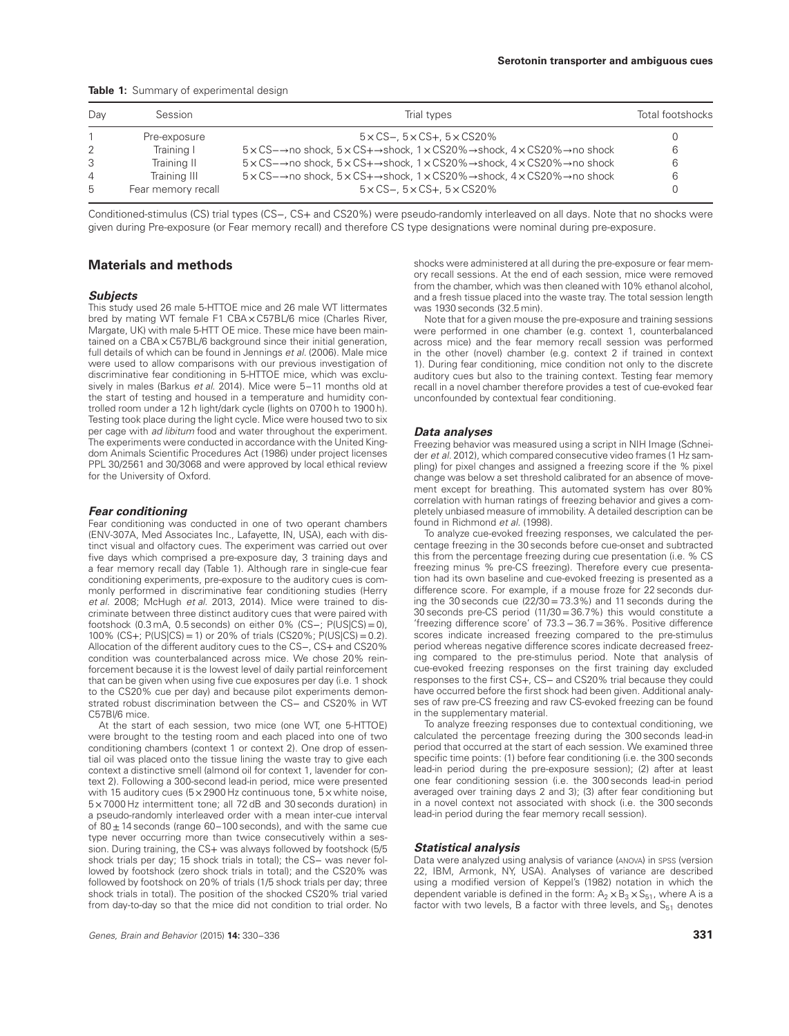**Table 1:** Summary of experimental design

| Day | Session | Trial types | Total footshocks |
|---|---|---|---|
| 1 | Pre-exposure | 5×CS−, 5×CS+, 5×CS20% | 0 |
| 2 | Training I | 5×CS−→no shock, 5×CS+→shock, 1×CS20%→shock, 4×CS20%→no shock | 6 |
| 3 | Training II | 5×CS−→no shock, 5×CS+→shock, 1×CS20%→shock, 4×CS20%→no shock | 6 |
| 4 | Training III | 5×CS−→no shock, 5×CS+→shock, 1×CS20%→shock, 4×CS20%→no shock | 6 |
| 5 | Fear memory recall | 5×CS−, 5×CS+, 5×CS20% | 0 |

Conditioned-stimulus (CS) trial types (CS−, CS+ and CS20%) were pseudo-randomly interleaved on all days. Note that no shocks were given during Pre-exposure (or Fear memory recall) and therefore CS type designations were nominal during pre-exposure.

## Materials and methods

### Subjects

This study used 26 male 5-HTTOE mice and 26 male WT littermates bred by mating WT female F1 CBA × C57BL/6 mice (Charles River, Margate, UK) with male 5-HTT OE mice. These mice have been maintained on a CBA × C57BL/6 background since their initial generation, full details of which can be found in Jennings *et al.* (2006). Male mice were used to allow comparisons with our previous investigation of discriminative fear conditioning in 5-HTTOE mice, which was exclusively in males (Barkus *et al.* 2014). Mice were 5–11 months old at the start of testing and housed in a temperature and humidity controlled room under a 12 h light/dark cycle (lights on 0700 h to 1900 h). Testing took place during the light cycle. Mice were housed two to six per cage with *ad libitum* food and water throughout the experiment. The experiments were conducted in accordance with the United Kingdom Animals Scientific Procedures Act (1986) under project licenses PPL 30/2561 and 30/3068 and were approved by local ethical review for the University of Oxford.

### Fear conditioning

Fear conditioning was conducted in one of two operant chambers (ENV-307A, Med Associates Inc., Lafayette, IN, USA), each with distinct visual and olfactory cues. The experiment was carried out over five days which comprised a pre-exposure day, 3 training days and a fear memory recall day (Table 1). Although rare in single-cue fear conditioning experiments, pre-exposure to the auditory cues is commonly performed in discriminative fear conditioning studies (Herry *et al.* 2008; McHugh *et al.* 2013, 2014). Mice were trained to discriminate between three distinct auditory cues that were paired with footshock (0.3 mA, 0.5 seconds) on either 0% (CS−; P(US|CS) = 0), 100% (CS+; P(US|CS) = 1) or 20% of trials (CS20%; P(US|CS) = 0.2). Allocation of the different auditory cues to the CS−, CS+ and CS20% condition was counterbalanced across mice. We chose 20% reinforcement because it is the lowest level of daily partial reinforcement that can be given when using five cue exposures per day (i.e. 1 shock to the CS20% cue per day) and because pilot experiments demonstrated robust discrimination between the CS− and CS20% in WT C57Bl/6 mice.

At the start of each session, two mice (one WT, one 5-HTTOE) were brought to the testing room and each placed into one of two conditioning chambers (context 1 or context 2). One drop of essential oil was placed onto the tissue lining the waste tray to give each context a distinctive smell (almond oil for context 1, lavender for context 2). Following a 300-second lead-in period, mice were presented with 15 auditory cues (5 × 2900 Hz continuous tone, 5 × white noise, 5 × 7000 Hz intermittent tone; all 72 dB and 30 seconds duration) in a pseudo-randomly interleaved order with a mean inter-cue interval of 80 ± 14 seconds (range 60–100 seconds), and with the same cue type never occurring more than twice consecutively within a session. During training, the CS+ was always followed by footshock (5/5 shock trials per day; 15 shock trials in total); the CS− was never followed by footshock (zero shock trials in total); and the CS20% was followed by footshock on 20% of trials (1/5 shock trials per day; three shock trials in total). The position of the shocked CS20% trial varied from day-to-day so that the mice did not condition to trial order. No shocks were administered at all during the pre-exposure or fear memory recall sessions. At the end of each session, mice were removed from the chamber, which was then cleaned with 10% ethanol alcohol, and a fresh tissue placed into the waste tray. The total session length was 1930 seconds (32.5 min).

Note that for a given mouse the pre-exposure and training sessions were performed in one chamber (e.g. context 1, counterbalanced across mice) and the fear memory recall session was performed in the other (novel) chamber (e.g. context 2 if trained in context 1). During fear conditioning, mice condition not only to the discrete auditory cues but also to the training context. Testing fear memory recall in a novel chamber therefore provides a test of cue-evoked fear unconfounded by contextual fear conditioning.

### Data analyses

Freezing behavior was measured using a script in NIH Image (Schneider *et al.* 2012), which compared consecutive video frames (1 Hz sampling) for pixel changes and assigned a freezing score if the % pixel change was below a set threshold calibrated for an absence of movement except for breathing. This automated system has over 80% correlation with human ratings of freezing behavior and gives a completely unbiased measure of immobility. A detailed description can be found in Richmond *et al.* (1998).

To analyze cue-evoked freezing responses, we calculated the percentage freezing in the 30 seconds before cue-onset and subtracted this from the percentage freezing during cue presentation (i.e. % CS freezing minus % pre-CS freezing). Therefore every cue presentation had its own baseline and cue-evoked freezing is presented as a difference score. For example, if a mouse froze for 22 seconds during the 30 seconds cue (22/30 = 73.3%) and 11 seconds during the 30 seconds pre-CS period (11/30 = 36.7%) this would constitute a 'freezing difference score' of 73.3 − 36.7 = 36%. Positive difference scores indicate increased freezing compared to the pre-stimulus period whereas negative difference scores indicate decreased freezing compared to the pre-stimulus period. Note that analysis of cue-evoked freezing responses on the first training day excluded responses to the first CS+, CS− and CS20% trial because they could have occurred before the first shock had been given. Additional analyses of raw pre-CS freezing and raw CS-evoked freezing can be found in the supplementary material.

To analyze freezing responses due to contextual conditioning, we calculated the percentage freezing during the 300 seconds lead-in period that occurred at the start of each session. We examined three specific time points: (1) before fear conditioning (i.e. the 300 seconds lead-in period during the pre-exposure session); (2) after at least one fear conditioning session (i.e. the 300 seconds lead-in period averaged over training days 2 and 3); (3) after fear conditioning but in a novel context not associated with shock (i.e. the 300 seconds lead-in period during the fear memory recall session).

### Statistical analysis

Data were analyzed using analysis of variance (ANOVA) in SPSS (version 22, IBM, Armonk, NY, USA). Analyses of variance are described using a modified version of Keppel's (1982) notation in which the dependent variable is defined in the form: $A_2 \times B_3 \times S_{51}$, where A is a factor with two levels, B a factor with three levels, and $S_{51}$ denotes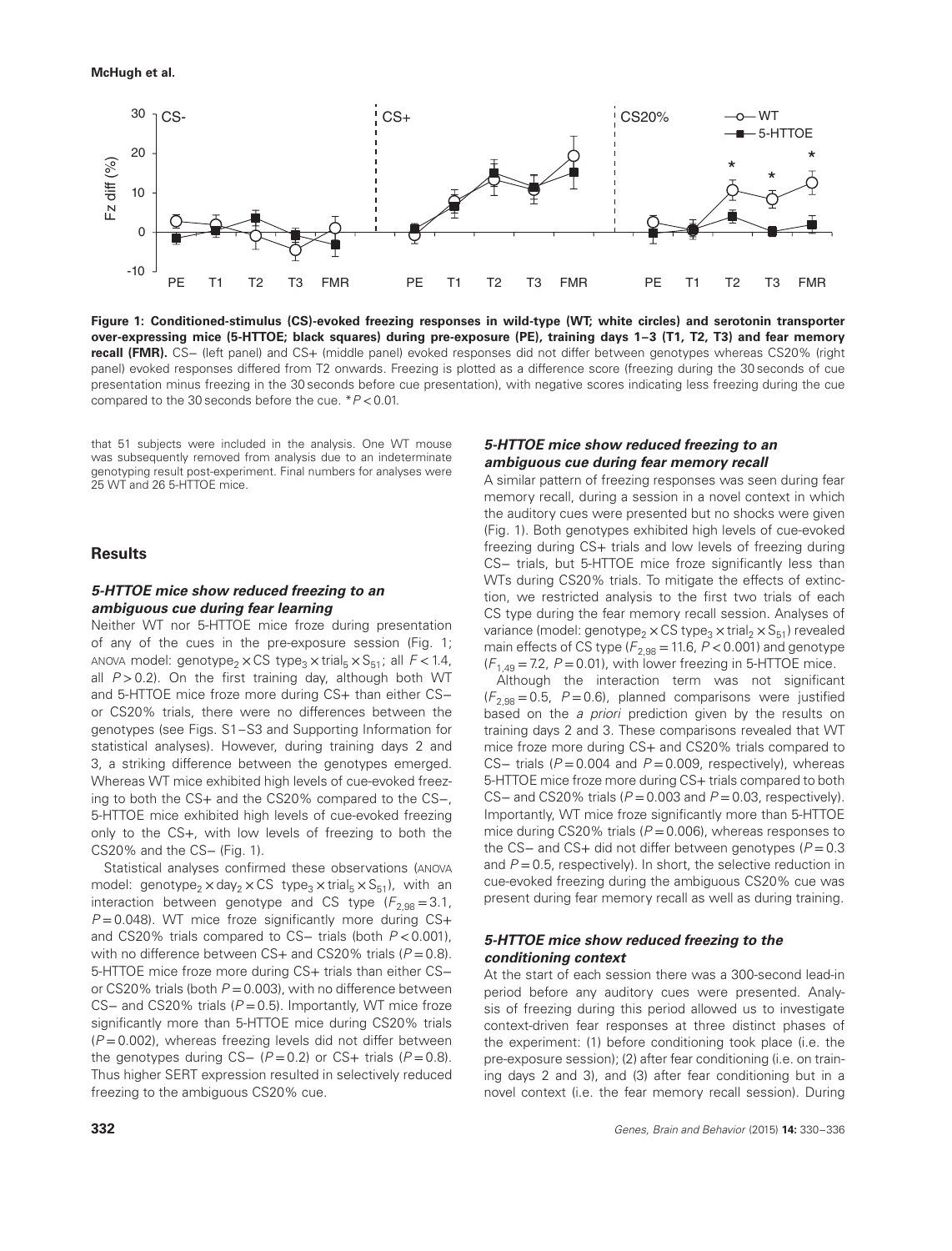Figure 1: Conditioned-stimulus (CS)-evoked freezing responses in wild-type (WT; white circles) and serotonin transporter over-expressing mice (5-HTTOE; black squares) during pre-exposure (PE), training days 1–3 (T1, T2, T3) and fear memory recall (FMR). CS− (left panel) and CS+ (middle panel) evoked responses did not differ between genotypes whereas CS20% (right panel) evoked responses differed from T2 onwards. Freezing is plotted as a difference score (freezing during the 30 seconds of cue presentation minus freezing in the 30 seconds before cue presentation), with negative scores indicating less freezing during the cue compared to the 30 seconds before the cue. $*P < 0.01$.

that 51 subjects were included in the analysis. One WT mouse was subsequently removed from analysis due to an indeterminate genotyping result post-experiment. Final numbers for analyses were 25 WT and 26 5-HTTOE mice.

## Results

### *5-HTTOE mice show reduced freezing to an ambiguous cue during fear learning*

Neither WT nor 5-HTTOE mice froze during presentation of any of the cues in the pre-exposure session (Fig. 1; ANOVA model: $\text{genotype}_2 \times \text{CS type}_3 \times \text{trial}_5 \times S_{51}$; all $F < 1.4$, all $P > 0.2$). On the first training day, although both WT and 5-HTTOE mice froze more during CS+ than either CS− or CS20% trials, there were no differences between the genotypes (see Figs. S1–S3 and Supporting Information for statistical analyses). However, during training days 2 and 3, a striking difference between the genotypes emerged. Whereas WT mice exhibited high levels of cue-evoked freezing to both the CS+ and the CS20% compared to the CS−, 5-HTTOE mice exhibited high levels of cue-evoked freezing only to the CS+, with low levels of freezing to both the CS20% and the CS− (Fig. 1).

Statistical analyses confirmed these observations (ANOVA model: $\text{genotype}_2 \times \text{day}_2 \times \text{CS type}_3 \times \text{trial}_5 \times S_{51}$), with an interaction between genotype and CS type ($F_{2,98} = 3.1$, $P = 0.048$). WT mice froze significantly more during CS+ and CS20% trials compared to CS− trials (both $P < 0.001$), with no difference between CS+ and CS20% trials ($P = 0.8$). 5-HTTOE mice froze more during CS+ trials than either CS− or CS20% trials (both $P = 0.003$), with no difference between CS− and CS20% trials ($P = 0.5$). Importantly, WT mice froze significantly more than 5-HTTOE mice during CS20% trials ($P = 0.002$), whereas freezing levels did not differ between the genotypes during CS− ($P = 0.2$) or CS+ trials ($P = 0.8$). Thus higher SERT expression resulted in selectively reduced freezing to the ambiguous CS20% cue.

### *5-HTTOE mice show reduced freezing to an ambiguous cue during fear memory recall*

A similar pattern of freezing responses was seen during fear memory recall, during a session in a novel context in which the auditory cues were presented but no shocks were given (Fig. 1). Both genotypes exhibited high levels of cue-evoked freezing during CS+ trials and low levels of freezing during CS− trials, but 5-HTTOE mice froze significantly less than WTs during CS20% trials. To mitigate the effects of extinction, we restricted analysis to the first two trials of each CS type during the fear memory recall session. Analyses of variance (model: $\text{genotype}_2 \times \text{CS type}_3 \times \text{trial}_2 \times S_{51}$) revealed main effects of CS type ($F_{2,98} = 11.6$, $P < 0.001$) and genotype ($F_{1,49} = 7.2$, $P = 0.01$), with lower freezing in 5-HTTOE mice.

Although the interaction term was not significant ($F_{2,98} = 0.5$, $P = 0.6$), planned comparisons were justified based on the *a priori* prediction given by the results on training days 2 and 3. These comparisons revealed that WT mice froze more during CS+ and CS20% trials compared to CS− trials ($P = 0.004$ and $P = 0.009$, respectively), whereas 5-HTTOE mice froze more during CS+ trials compared to both CS− and CS20% trials ($P = 0.003$ and $P = 0.03$, respectively). Importantly, WT mice froze significantly more than 5-HTTOE mice during CS20% trials ($P = 0.006$), whereas responses to the CS− and CS+ did not differ between genotypes ($P = 0.3$ and $P = 0.5$, respectively). In short, the selective reduction in cue-evoked freezing during the ambiguous CS20% cue was present during fear memory recall as well as during training.

### *5-HTTOE mice show reduced freezing to the conditioning context*

At the start of each session there was a 300-second lead-in period before any auditory cues were presented. Analysis of freezing during this period allowed us to investigate context-driven fear responses at three distinct phases of the experiment: (1) before conditioning took place (i.e. the pre-exposure session); (2) after fear conditioning (i.e. on training days 2 and 3), and (3) after fear conditioning but in a novel context (i.e. the fear memory recall session). During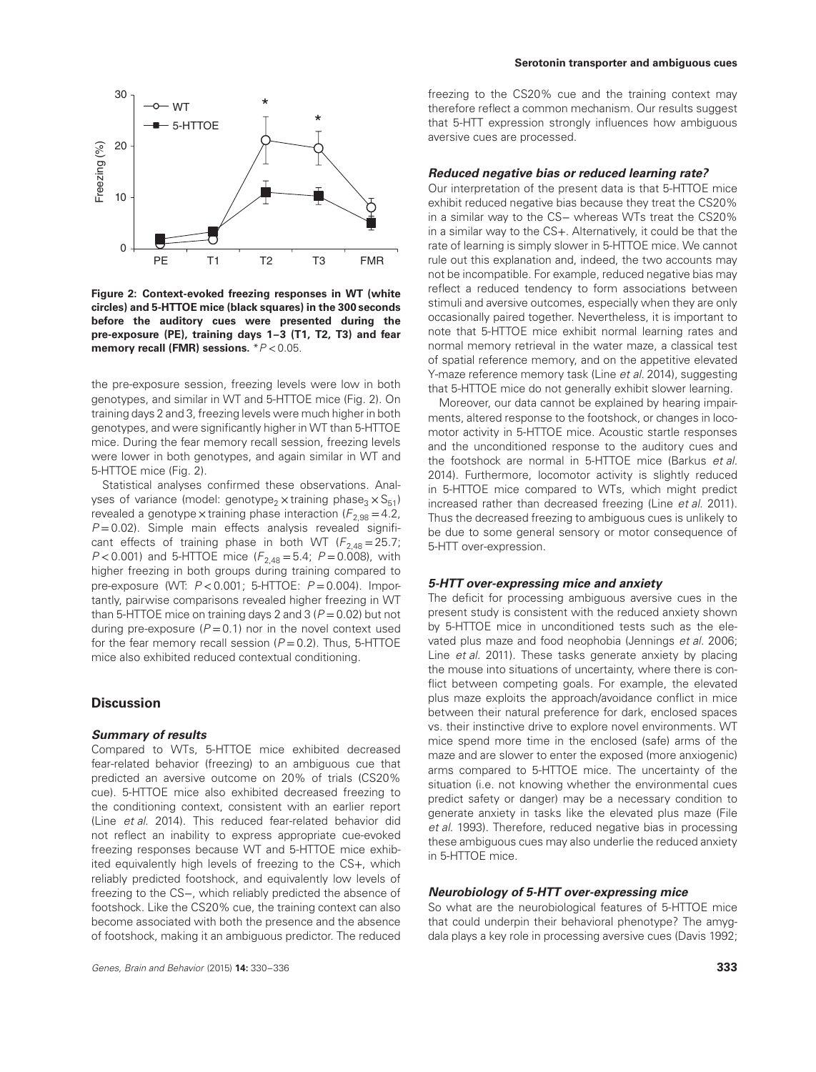**Figure 2: Context-evoked freezing responses in WT (white circles) and 5-HTTOE mice (black squares) in the 300 seconds before the auditory cues were presented during the pre-exposure (PE), training days 1–3 (T1, T2, T3) and fear memory recall (FMR) sessions.** $*P < 0.05$.

the pre-exposure session, freezing levels were low in both genotypes, and similar in WT and 5-HTTOE mice (Fig. 2). On training days 2 and 3, freezing levels were much higher in both genotypes, and were significantly higher in WT than 5-HTTOE mice. During the fear memory recall session, freezing levels were lower in both genotypes, and again similar in WT and 5-HTTOE mice (Fig. 2).

Statistical analyses confirmed these observations. Analyses of variance (model: genotype$_2$ × training phase$_3$ × S$_{51}$) revealed a genotype × training phase interaction ($F_{2,98} = 4.2$, $P = 0.02$). Simple main effects analysis revealed significant effects of training phase in both WT ($F_{2,48} = 25.7$; $P < 0.001$) and 5-HTTOE mice ($F_{2,48} = 5.4$; $P = 0.008$), with higher freezing in both groups during training compared to pre-exposure (WT: $P < 0.001$; 5-HTTOE: $P = 0.004$). Importantly, pairwise comparisons revealed higher freezing in WT than 5-HTTOE mice on training days 2 and 3 ($P = 0.02$) but not during pre-exposure ($P = 0.1$) nor in the novel context used for the fear memory recall session ($P = 0.2$). Thus, 5-HTTOE mice also exhibited reduced contextual conditioning.

## Discussion

### *Summary of results*

Compared to WTs, 5-HTTOE mice exhibited decreased fear-related behavior (freezing) to an ambiguous cue that predicted an aversive outcome on 20% of trials (CS20% cue). 5-HTTOE mice also exhibited decreased freezing to the conditioning context, consistent with an earlier report (Line *et al.* 2014). This reduced fear-related behavior did not reflect an inability to express appropriate cue-evoked freezing responses because WT and 5-HTTOE mice exhibited equivalently high levels of freezing to the CS+, which reliably predicted footshock, and equivalently low levels of freezing to the CS−, which reliably predicted the absence of footshock. Like the CS20% cue, the training context can also become associated with both the presence and the absence of footshock, making it an ambiguous predictor. The reduced freezing to the CS20% cue and the training context may therefore reflect a common mechanism. Our results suggest that 5-HTT expression strongly influences how ambiguous aversive cues are processed.

### *Reduced negative bias or reduced learning rate?*

Our interpretation of the present data is that 5-HTTOE mice exhibit reduced negative bias because they treat the CS20% in a similar way to the CS− whereas WTs treat the CS20% in a similar way to the CS+. Alternatively, it could be that the rate of learning is simply slower in 5-HTTOE mice. We cannot rule out this explanation and, indeed, the two accounts may not be incompatible. For example, reduced negative bias may reflect a reduced tendency to form associations between stimuli and aversive outcomes, especially when they are only occasionally paired together. Nevertheless, it is important to note that 5-HTTOE mice exhibit normal learning rates and normal memory retrieval in the water maze, a classical test of spatial reference memory, and on the appetitive elevated Y-maze reference memory task (Line *et al.* 2014), suggesting that 5-HTTOE mice do not generally exhibit slower learning.

Moreover, our data cannot be explained by hearing impairments, altered response to the footshock, or changes in locomotor activity in 5-HTTOE mice. Acoustic startle responses and the unconditioned response to the auditory cues and the footshock are normal in 5-HTTOE mice (Barkus *et al.* 2014). Furthermore, locomotor activity is slightly reduced in 5-HTTOE mice compared to WTs, which might predict increased rather than decreased freezing (Line *et al.* 2011). Thus the decreased freezing to ambiguous cues is unlikely to be due to some general sensory or motor consequence of 5-HTT over-expression.

### *5-HTT over-expressing mice and anxiety*

The deficit for processing ambiguous aversive cues in the present study is consistent with the reduced anxiety shown by 5-HTTOE mice in unconditioned tests such as the elevated plus maze and food neophobia (Jennings *et al.* 2006; Line *et al.* 2011). These tasks generate anxiety by placing the mouse into situations of uncertainty, where there is conflict between competing goals. For example, the elevated plus maze exploits the approach/avoidance conflict in mice between their natural preference for dark, enclosed spaces vs. their instinctive drive to explore novel environments. WT mice spend more time in the enclosed (safe) arms of the maze and are slower to enter the exposed (more anxiogenic) arms compared to 5-HTTOE mice. The uncertainty of the situation (i.e. not knowing whether the environmental cues predict safety or danger) may be a necessary condition to generate anxiety in tasks like the elevated plus maze (File *et al.* 1993). Therefore, reduced negative bias in processing these ambiguous cues may also underlie the reduced anxiety in 5-HTTOE mice.

### *Neurobiology of 5-HTT over-expressing mice*

So what are the neurobiological features of 5-HTTOE mice that could underpin their behavioral phenotype? The amygdala plays a key role in processing aversive cues (Davis 1992;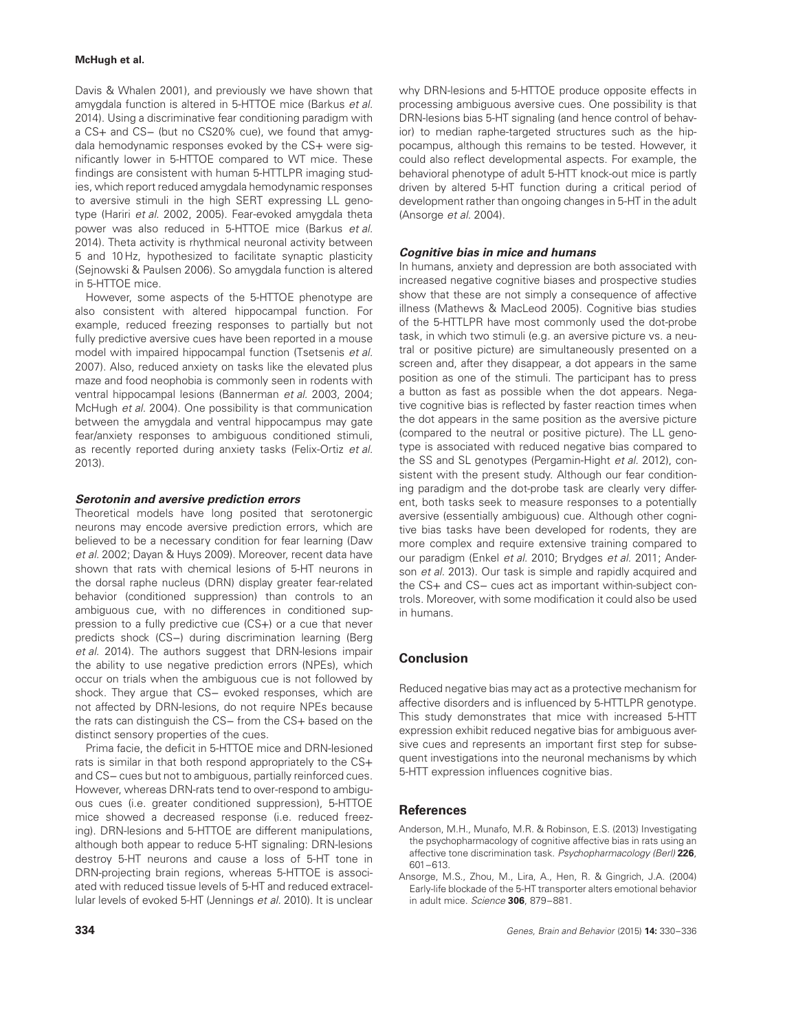Davis & Whalen 2001), and previously we have shown that amygdala function is altered in 5-HTTOE mice (Barkus *et al.* 2014). Using a discriminative fear conditioning paradigm with a CS+ and CS− (but no CS20% cue), we found that amygdala hemodynamic responses evoked by the CS+ were significantly lower in 5-HTTOE compared to WT mice. These findings are consistent with human 5-HTTLPR imaging studies, which report reduced amygdala hemodynamic responses to aversive stimuli in the high SERT expressing LL genotype (Hariri *et al.* 2002, 2005). Fear-evoked amygdala theta power was also reduced in 5-HTTOE mice (Barkus *et al.* 2014). Theta activity is rhythmical neuronal activity between 5 and 10 Hz, hypothesized to facilitate synaptic plasticity (Sejnowski & Paulsen 2006). So amygdala function is altered in 5-HTTOE mice.

However, some aspects of the 5-HTTOE phenotype are also consistent with altered hippocampal function. For example, reduced freezing responses to partially but not fully predictive aversive cues have been reported in a mouse model with impaired hippocampal function (Tsetsenis *et al.* 2007). Also, reduced anxiety on tasks like the elevated plus maze and food neophobia is commonly seen in rodents with ventral hippocampal lesions (Bannerman *et al.* 2003, 2004; McHugh *et al.* 2004). One possibility is that communication between the amygdala and ventral hippocampus may gate fear/anxiety responses to ambiguous conditioned stimuli, as recently reported during anxiety tasks (Felix-Ortiz *et al.* 2013).

### *Serotonin and aversive prediction errors*

Theoretical models have long posited that serotonergic neurons may encode aversive prediction errors, which are believed to be a necessary condition for fear learning (Daw *et al.* 2002; Dayan & Huys 2009). Moreover, recent data have shown that rats with chemical lesions of 5-HT neurons in the dorsal raphe nucleus (DRN) display greater fear-related behavior (conditioned suppression) than controls to an ambiguous cue, with no differences in conditioned suppression to a fully predictive cue (CS+) or a cue that never predicts shock (CS−) during discrimination learning (Berg *et al.* 2014). The authors suggest that DRN-lesions impair the ability to use negative prediction errors (NPEs), which occur on trials when the ambiguous cue is not followed by shock. They argue that CS− evoked responses, which are not affected by DRN-lesions, do not require NPEs because the rats can distinguish the CS− from the CS+ based on the distinct sensory properties of the cues.

Prima facie, the deficit in 5-HTTOE mice and DRN-lesioned rats is similar in that both respond appropriately to the CS+ and CS− cues but not to ambiguous, partially reinforced cues. However, whereas DRN-rats tend to over-respond to ambiguous cues (i.e. greater conditioned suppression), 5-HTTOE mice showed a decreased response (i.e. reduced freezing). DRN-lesions and 5-HTTOE are different manipulations, although both appear to reduce 5-HT signaling: DRN-lesions destroy 5-HT neurons and cause a loss of 5-HT tone in DRN-projecting brain regions, whereas 5-HTTOE is associated with reduced tissue levels of 5-HT and reduced extracellular levels of evoked 5-HT (Jennings *et al.* 2010). It is unclear why DRN-lesions and 5-HTTOE produce opposite effects in processing ambiguous aversive cues. One possibility is that DRN-lesions bias 5-HT signaling (and hence control of behavior) to median raphe-targeted structures such as the hippocampus, although this remains to be tested. However, it could also reflect developmental aspects. For example, the behavioral phenotype of adult 5-HTT knock-out mice is partly driven by altered 5-HT function during a critical period of development rather than ongoing changes in 5-HT in the adult (Ansorge *et al.* 2004).

### *Cognitive bias in mice and humans*

In humans, anxiety and depression are both associated with increased negative cognitive biases and prospective studies show that these are not simply a consequence of affective illness (Mathews & MacLeod 2005). Cognitive bias studies of the 5-HTTLPR have most commonly used the dot-probe task, in which two stimuli (e.g. an aversive picture vs. a neutral or positive picture) are simultaneously presented on a screen and, after they disappear, a dot appears in the same position as one of the stimuli. The participant has to press a button as fast as possible when the dot appears. Negative cognitive bias is reflected by faster reaction times when the dot appears in the same position as the aversive picture (compared to the neutral or positive picture). The LL genotype is associated with reduced negative bias compared to the SS and SL genotypes (Pergamin-Hight *et al.* 2012), consistent with the present study. Although our fear conditioning paradigm and the dot-probe task are clearly very different, both tasks seek to measure responses to a potentially aversive (essentially ambiguous) cue. Although other cognitive bias tasks have been developed for rodents, they are more complex and require extensive training compared to our paradigm (Enkel *et al.* 2010; Brydges *et al.* 2011; Anderson *et al.* 2013). Our task is simple and rapidly acquired and the CS+ and CS− cues act as important within-subject controls. Moreover, with some modification it could also be used in humans.

## Conclusion

Reduced negative bias may act as a protective mechanism for affective disorders and is influenced by 5-HTTLPR genotype. This study demonstrates that mice with increased 5-HTT expression exhibit reduced negative bias for ambiguous aversive cues and represents an important first step for subsequent investigations into the neuronal mechanisms by which 5-HTT expression influences cognitive bias.

## References

Anderson, M.H., Munafo, M.R. & Robinson, E.S. (2013) Investigating the psychopharmacology of cognitive affective bias in rats using an affective tone discrimination task. *Psychopharmacology (Berl)* **226**, 601–613.

Ansorge, M.S., Zhou, M., Lira, A., Hen, R. & Gingrich, J.A. (2004) Early-life blockade of the 5-HT transporter alters emotional behavior in adult mice. *Science* **306**, 879–881.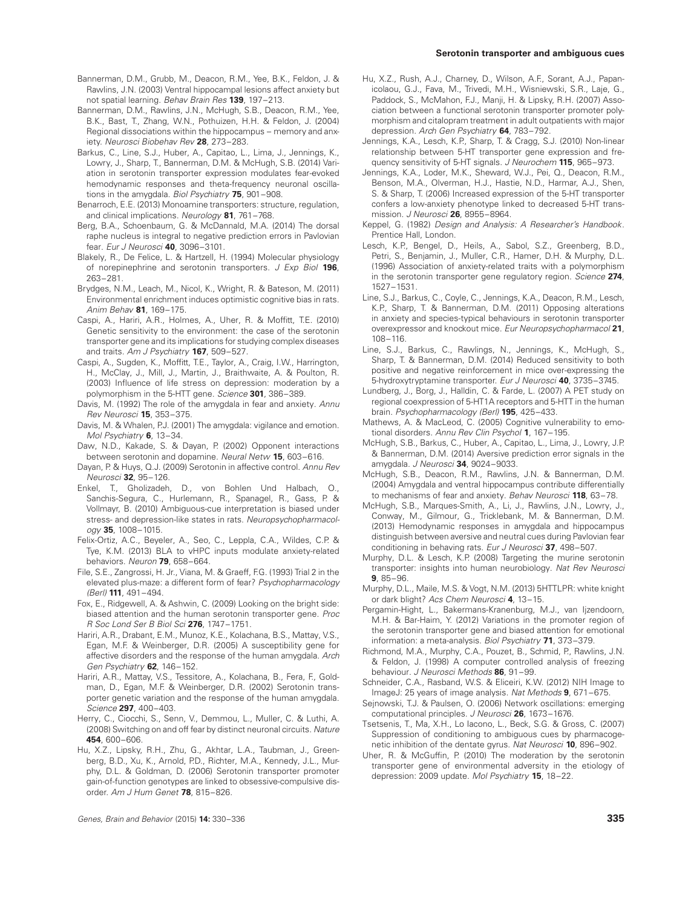Bannerman, D.M., Grubb, M., Deacon, R.M., Yee, B.K., Feldon, J. & Rawlins, J.N. (2003) Ventral hippocampal lesions affect anxiety but not spatial learning. *Behav Brain Res* **139**, 197–213.

Bannerman, D.M., Rawlins, J.N., McHugh, S.B., Deacon, R.M., Yee, B.K., Bast, T., Zhang, W.N., Pothuizen, H.H. & Feldon, J. (2004) Regional dissociations within the hippocampus – memory and anxiety. *Neurosci Biobehav Rev* **28**, 273–283.

Barkus, C., Line, S.J., Huber, A., Capitao, L., Lima, J., Jennings, K., Lowry, J., Sharp, T., Bannerman, D.M. & McHugh, S.B. (2014) Variation in serotonin transporter expression modulates fear-evoked hemodynamic responses and theta-frequency neuronal oscillations in the amygdala. *Biol Psychiatry* **75**, 901–908.

Benarroch, E.E. (2013) Monoamine transporters: structure, regulation, and clinical implications. *Neurology* **81**, 761–768.

Berg, B.A., Schoenbaum, G. & McDannald, M.A. (2014) The dorsal raphe nucleus is integral to negative prediction errors in Pavlovian fear. *Eur J Neurosci* **40**, 3096–3101.

Blakely, R., De Felice, L. & Hartzell, H. (1994) Molecular physiology of norepinephrine and serotonin transporters. *J Exp Biol* **196**, 263–281.

Brydges, N.M., Leach, M., Nicol, K., Wright, R. & Bateson, M. (2011) Environmental enrichment induces optimistic cognitive bias in rats. *Anim Behav* **81**, 169–175.

Caspi, A., Hariri, A.R., Holmes, A., Uher, R. & Moffitt, T.E. (2010) Genetic sensitivity to the environment: the case of the serotonin transporter gene and its implications for studying complex diseases and traits. *Am J Psychiatry* **167**, 509–527.

Caspi, A., Sugden, K., Moffitt, T.E., Taylor, A., Craig, I.W., Harrington, H., McClay, J., Mill, J., Martin, J., Braithwaite, A. & Poulton, R. (2003) Influence of life stress on depression: moderation by a polymorphism in the 5-HTT gene. *Science* **301**, 386–389.

Davis, M. (1992) The role of the amygdala in fear and anxiety. *Annu Rev Neurosci* **15**, 353–375.

Davis, M. & Whalen, P.J. (2001) The amygdala: vigilance and emotion. *Mol Psychiatry* **6**, 13–34.

Daw, N.D., Kakade, S. & Dayan, P. (2002) Opponent interactions between serotonin and dopamine. *Neural Netw* **15**, 603–616.

Dayan, P. & Huys, Q.J. (2009) Serotonin in affective control. *Annu Rev Neurosci* **32**, 95–126.

Enkel, T., Gholizadeh, D., von Bohlen Und Halbach, O., Sanchis-Segura, C., Hurlemann, R., Spanagel, R., Gass, P. & Vollmayr, B. (2010) Ambiguous-cue interpretation is biased under stress- and depression-like states in rats. *Neuropsychopharmacology* **35**, 1008–1015.

Felix-Ortiz, A.C., Beyeler, A., Seo, C., Leppla, C.A., Wildes, C.P. & Tye, K.M. (2013) BLA to vHPC inputs modulate anxiety-related behaviors. *Neuron* **79**, 658–664.

File, S.E., Zangrossi, H. Jr., Viana, M. & Graeff, F.G. (1993) Trial 2 in the elevated plus-maze: a different form of fear? *Psychopharmacology (Berl)* **111**, 491–494.

Fox, E., Ridgewell, A. & Ashwin, C. (2009) Looking on the bright side: biased attention and the human serotonin transporter gene. *Proc R Soc Lond Ser B Biol Sci* **276**, 1747–1751.

Hariri, A.R., Drabant, E.M., Munoz, K.E., Kolachana, B.S., Mattay, V.S., Egan, M.F. & Weinberger, D.R. (2005) A susceptibility gene for affective disorders and the response of the human amygdala. *Arch Gen Psychiatry* **62**, 146–152.

Hariri, A.R., Mattay, V.S., Tessitore, A., Kolachana, B., Fera, F., Goldman, D., Egan, M.F. & Weinberger, D.R. (2002) Serotonin transporter genetic variation and the response of the human amygdala. *Science* **297**, 400–403.

Herry, C., Ciocchi, S., Senn, V., Demmou, L., Muller, C. & Luthi, A. (2008) Switching on and off fear by distinct neuronal circuits. *Nature* **454**, 600–606.

Hu, X.Z., Lipsky, R.H., Zhu, G., Akhtar, L.A., Taubman, J., Greenberg, B.D., Xu, K., Arnold, P.D., Richter, M.A., Kennedy, J.L., Murphy, D.L. & Goldman, D. (2006) Serotonin transporter promoter gain-of-function genotypes are linked to obsessive-compulsive disorder. *Am J Hum Genet* **78**, 815–826.

Hu, X.Z., Rush, A.J., Charney, D., Wilson, A.F., Sorant, A.J., Papanicolaou, G.J., Fava, M., Trivedi, M.H., Wisniewski, S.R., Laje, G., Paddock, S., McMahon, F.J., Manji, H. & Lipsky, R.H. (2007) Association between a functional serotonin transporter promoter polymorphism and citalopram treatment in adult outpatients with major depression. *Arch Gen Psychiatry* **64**, 783–792.

Jennings, K.A., Lesch, K.P., Sharp, T. & Cragg, S.J. (2010) Non-linear relationship between 5-HT transporter gene expression and frequency sensitivity of 5-HT signals. *J Neurochem* **115**, 965–973.

Jennings, K.A., Loder, M.K., Sheward, W.J., Pei, Q., Deacon, R.M., Benson, M.A., Olverman, H.J., Hastie, N.D., Harmar, A.J., Shen, S. & Sharp, T. (2006) Increased expression of the 5-HT transporter confers a low-anxiety phenotype linked to decreased 5-HT transmission. *J Neurosci* **26**, 8955–8964.

Keppel, G. (1982) *Design and Analysis: A Researcher's Handbook*. Prentice Hall, London.

Lesch, K.P., Bengel, D., Heils, A., Sabol, S.Z., Greenberg, B.D., Petri, S., Benjamin, J., Muller, C.R., Hamer, D.H. & Murphy, D.L. (1996) Association of anxiety-related traits with a polymorphism in the serotonin transporter gene regulatory region. *Science* **274**, 1527–1531.

Line, S.J., Barkus, C., Coyle, C., Jennings, K.A., Deacon, R.M., Lesch, K.P., Sharp, T. & Bannerman, D.M. (2011) Opposing alterations in anxiety and species-typical behaviours in serotonin transporter overexpressor and knockout mice. *Eur Neuropsychopharmacol* **21**, 108–116.

Line, S.J., Barkus, C., Rawlings, N., Jennings, K., McHugh, S., Sharp, T. & Bannerman, D.M. (2014) Reduced sensitivity to both positive and negative reinforcement in mice over-expressing the 5-hydroxytryptamine transporter. *Eur J Neurosci* **40**, 3735–3745.

Lundberg, J., Borg, J., Halldin, C. & Farde, L. (2007) A PET study on regional coexpression of 5-HT1A receptors and 5-HTT in the human brain. *Psychopharmacology (Berl)* **195**, 425–433.

Mathews, A. & MacLeod, C. (2005) Cognitive vulnerability to emotional disorders. *Annu Rev Clin Psychol* **1**, 167–195.

McHugh, S.B., Barkus, C., Huber, A., Capitao, L., Lima, J., Lowry, J.P. & Bannerman, D.M. (2014) Aversive prediction error signals in the amygdala. *J Neurosci* **34**, 9024–9033.

McHugh, S.B., Deacon, R.M., Rawlins, J.N. & Bannerman, D.M. (2004) Amygdala and ventral hippocampus contribute differentially to mechanisms of fear and anxiety. *Behav Neurosci* **118**, 63–78.

McHugh, S.B., Marques-Smith, A., Li, J., Rawlins, J.N., Lowry, J., Conway, M., Gilmour, G., Tricklebank, M. & Bannerman, D.M. (2013) Hemodynamic responses in amygdala and hippocampus distinguish between aversive and neutral cues during Pavlovian fear conditioning in behaving rats. *Eur J Neurosci* **37**, 498–507.

Murphy, D.L. & Lesch, K.P. (2008) Targeting the murine serotonin transporter: insights into human neurobiology. *Nat Rev Neurosci* **9**, 85–96.

Murphy, D.L., Maile, M.S. & Vogt, N.M. (2013) 5HTTLPR: white knight or dark blight? *Acs Chem Neurosci* **4**, 13–15.

Pergamin-Hight, L., Bakermans-Kranenburg, M.J., van Ijzendoorn, M.H. & Bar-Haim, Y. (2012) Variations in the promoter region of the serotonin transporter gene and biased attention for emotional information: a meta-analysis. *Biol Psychiatry* **71**, 373–379.

Richmond, M.A., Murphy, C.A., Pouzet, B., Schmid, P., Rawlins, J.N. & Feldon, J. (1998) A computer controlled analysis of freezing behaviour. *J Neurosci Methods* **86**, 91–99.

Schneider, C.A., Rasband, W.S. & Eliceiri, K.W. (2012) NIH Image to ImageJ: 25 years of image analysis. *Nat Methods* **9**, 671–675.

Sejnowski, T.J. & Paulsen, O. (2006) Network oscillations: emerging computational principles. *J Neurosci* **26**, 1673–1676.

Tsetsenis, T., Ma, X.H., Lo Iacono, L., Beck, S.G. & Gross, C. (2007) Suppression of conditioning to ambiguous cues by pharmacogenetic inhibition of the dentate gyrus. *Nat Neurosci* **10**, 896–902.

Uher, R. & McGuffin, P. (2010) The moderation by the serotonin transporter gene of environmental adversity in the etiology of depression: 2009 update. *Mol Psychiatry* **15**, 18–22.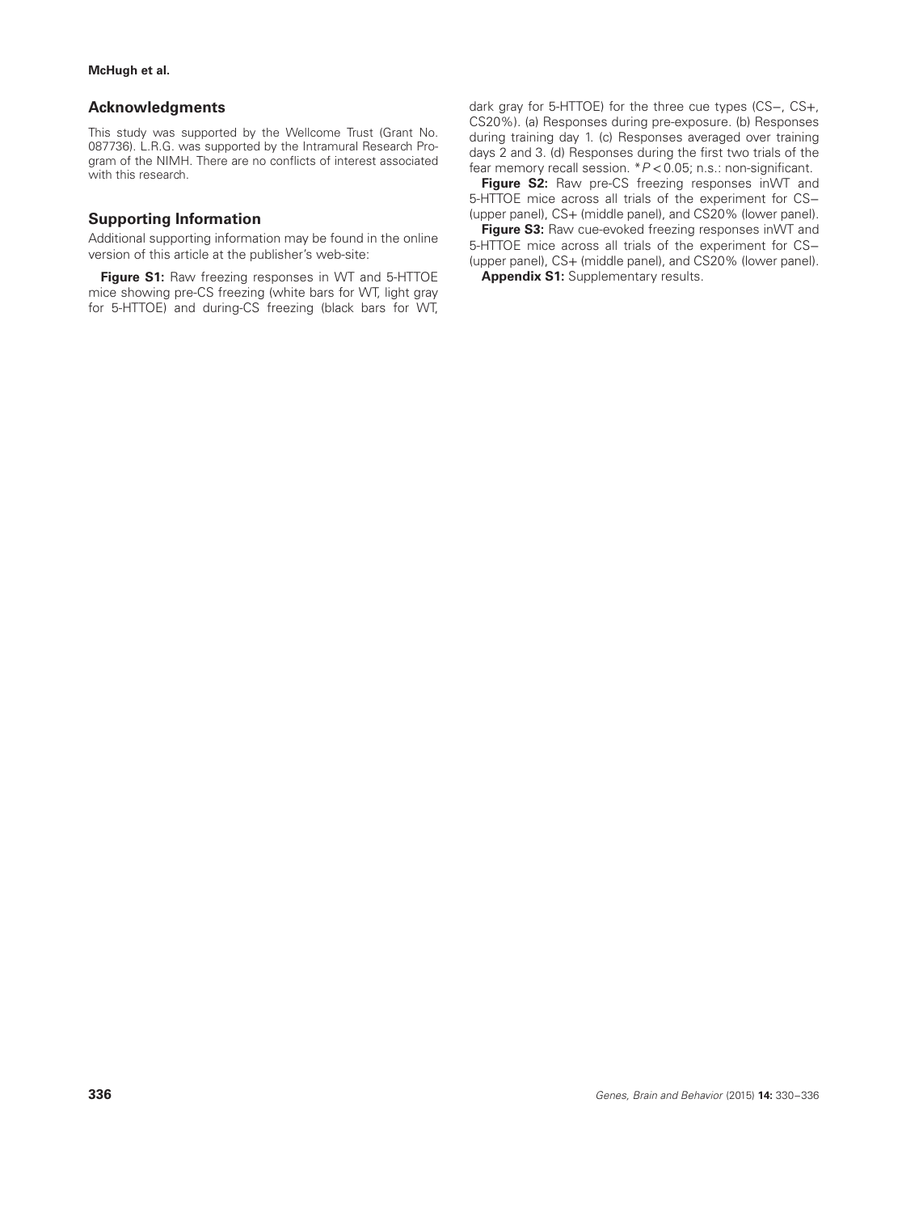## Acknowledgments

This study was supported by the Wellcome Trust (Grant No. 087736). L.R.G. was supported by the Intramural Research Program of the NIMH. There are no conflicts of interest associated with this research.

## Supporting Information

Additional supporting information may be found in the online version of this article at the publisher's web-site:

**Figure S1:** Raw freezing responses in WT and 5-HTTOE mice showing pre-CS freezing (white bars for WT, light gray for 5-HTTOE) and during-CS freezing (black bars for WT, dark gray for 5-HTTOE) for the three cue types (CS−, CS+, CS20%). (a) Responses during pre-exposure. (b) Responses during training day 1. (c) Responses averaged over training days 2 and 3. (d) Responses during the first two trials of the fear memory recall session. $^{*}P < 0.05$; n.s.: non-significant.

**Figure S2:** Raw pre-CS freezing responses inWT and 5-HTTOE mice across all trials of the experiment for CS− (upper panel), CS+ (middle panel), and CS20% (lower panel).

**Figure S3:** Raw cue-evoked freezing responses inWT and 5-HTTOE mice across all trials of the experiment for CS− (upper panel), CS+ (middle panel), and CS20% (lower panel).

**Appendix S1:** Supplementary results.